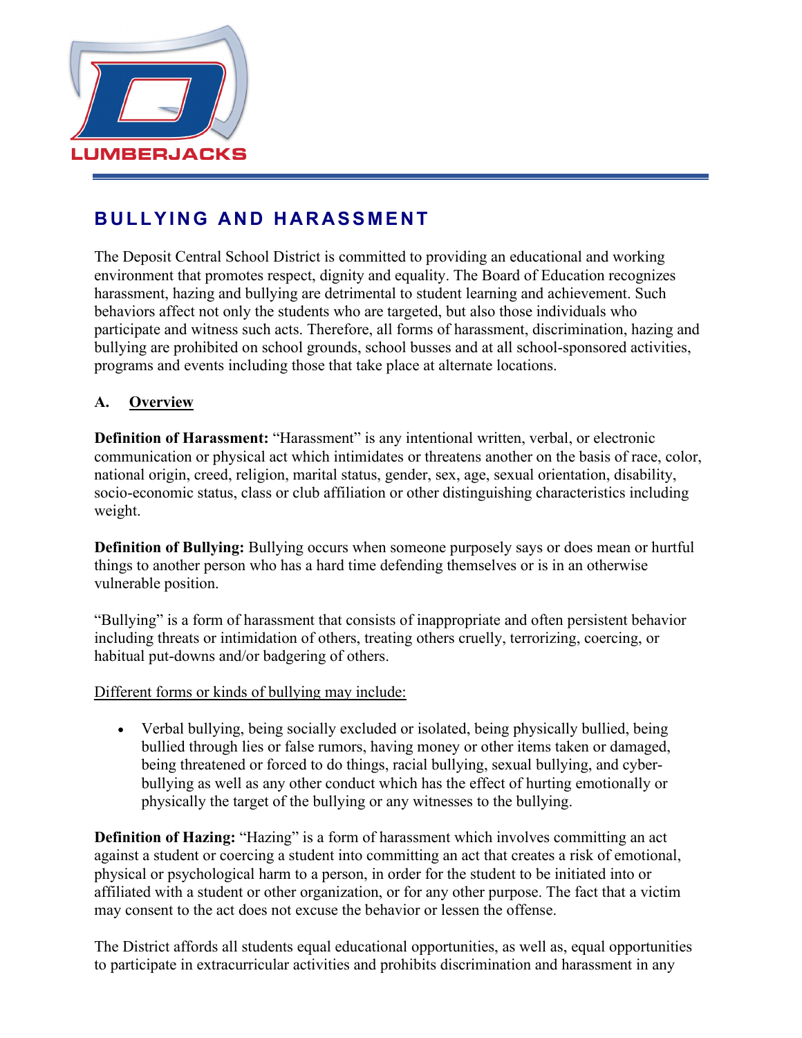LUMBERJACKS

# BULLYING AND HARASSMENT

The Deposit Central School District is committed to providing an educational and working environment that promotes respect, dignity and equality. The Board of Education recognizes harassment, hazing and bullying are detrimental to student learning and achievement. Such behaviors affect not only the students who are targeted, but also those individuals who participate and witness such acts. Therefore, all forms of harassment, discrimination, hazing and bullying are prohibited on school grounds, school busses and at all school-sponsored activities, programs and events including those that take place at alternate locations.

## A. Overview

**Definition of Harassment:** "Harassment" is any intentional written, verbal, or electronic communication or physical act which intimidates or threatens another on the basis of race, color, national origin, creed, religion, marital status, gender, sex, age, sexual orientation, disability, socio-economic status, class or club affiliation or other distinguishing characteristics including weight.

**Definition of Bullying:** Bullying occurs when someone purposely says or does mean or hurtful things to another person who has a hard time defending themselves or is in an otherwise vulnerable position.

"Bullying" is a form of harassment that consists of inappropriate and often persistent behavior including threats or intimidation of others, treating others cruelly, terrorizing, coercing, or habitual put-downs and/or badgering of others.

Different forms or kinds of bullying may include:

- Verbal bullying, being socially excluded or isolated, being physically bullied, being bullied through lies or false rumors, having money or other items taken or damaged, being threatened or forced to do things, racial bullying, sexual bullying, and cyber-bullying as well as any other conduct which has the effect of hurting emotionally or physically the target of the bullying or any witnesses to the bullying.

**Definition of Hazing:** "Hazing" is a form of harassment which involves committing an act against a student or coercing a student into committing an act that creates a risk of emotional, physical or psychological harm to a person, in order for the student to be initiated into or affiliated with a student or other organization, or for any other purpose. The fact that a victim may consent to the act does not excuse the behavior or lessen the offense.

The District affords all students equal educational opportunities, as well as, equal opportunities to participate in extracurricular activities and prohibits discrimination and harassment in any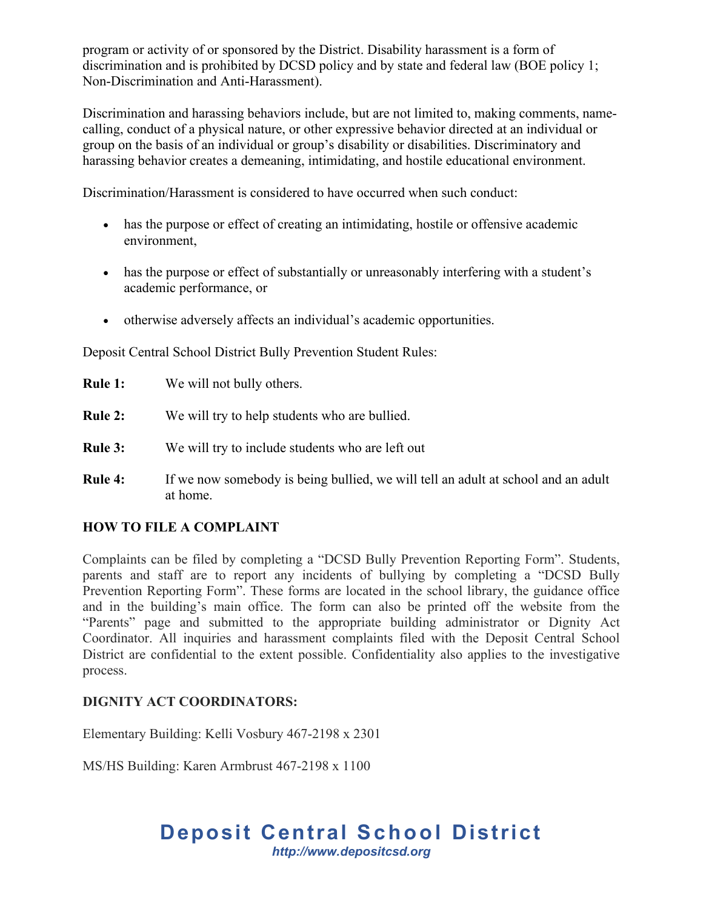program or activity of or sponsored by the District. Disability harassment is a form of discrimination and is prohibited by DCSD policy and by state and federal law (BOE policy 1; Non-Discrimination and Anti-Harassment).

Discrimination and harassing behaviors include, but are not limited to, making comments, name-calling, conduct of a physical nature, or other expressive behavior directed at an individual or group on the basis of an individual or group's disability or disabilities. Discriminatory and harassing behavior creates a demeaning, intimidating, and hostile educational environment.

Discrimination/Harassment is considered to have occurred when such conduct:

- has the purpose or effect of creating an intimidating, hostile or offensive academic environment,
- has the purpose or effect of substantially or unreasonably interfering with a student's academic performance, or
- otherwise adversely affects an individual's academic opportunities.

Deposit Central School District Bully Prevention Student Rules:

**Rule 1:** We will not bully others.

**Rule 2:** We will try to help students who are bullied.

**Rule 3:** We will try to include students who are left out

**Rule 4:** If we now somebody is being bullied, we will tell an adult at school and an adult at home.

## HOW TO FILE A COMPLAINT

Complaints can be filed by completing a "DCSD Bully Prevention Reporting Form". Students, parents and staff are to report any incidents of bullying by completing a "DCSD Bully Prevention Reporting Form". These forms are located in the school library, the guidance office and in the building's main office. The form can also be printed off the website from the "Parents" page and submitted to the appropriate building administrator or Dignity Act Coordinator. All inquiries and harassment complaints filed with the Deposit Central School District are confidential to the extent possible. Confidentiality also applies to the investigative process.

## DIGNITY ACT COORDINATORS:

Elementary Building: Kelli Vosbury 467-2198 x 2301

MS/HS Building: Karen Armbrust 467-2198 x 1100

**Deposit Central School District**
*http://www.depositcsd.org*